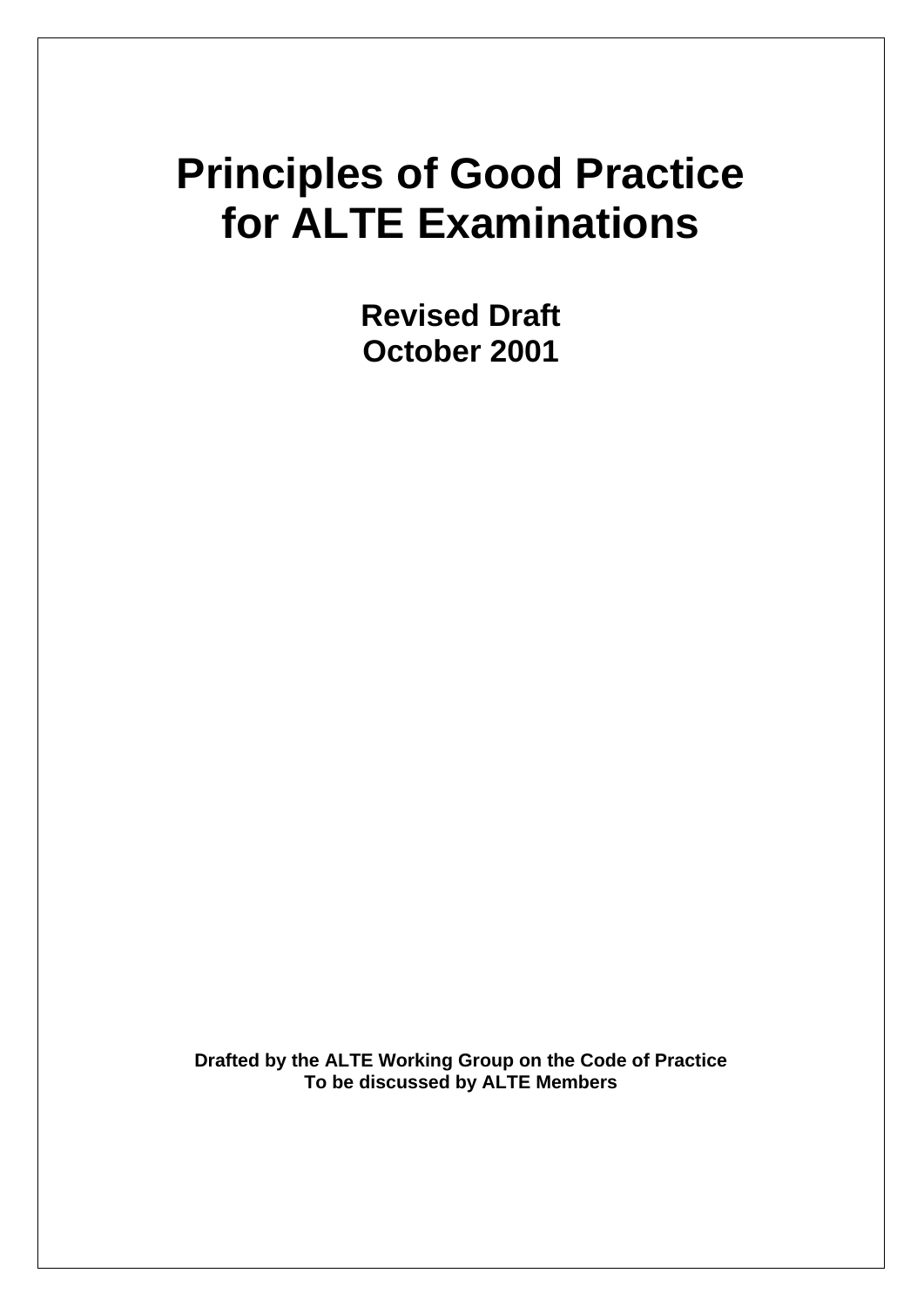# Principles of Good Practice for ALTE Examinations

**Revised Draft**
**October 2001**

**Drafted by the ALTE Working Group on the Code of Practice**
**To be discussed by ALTE Members**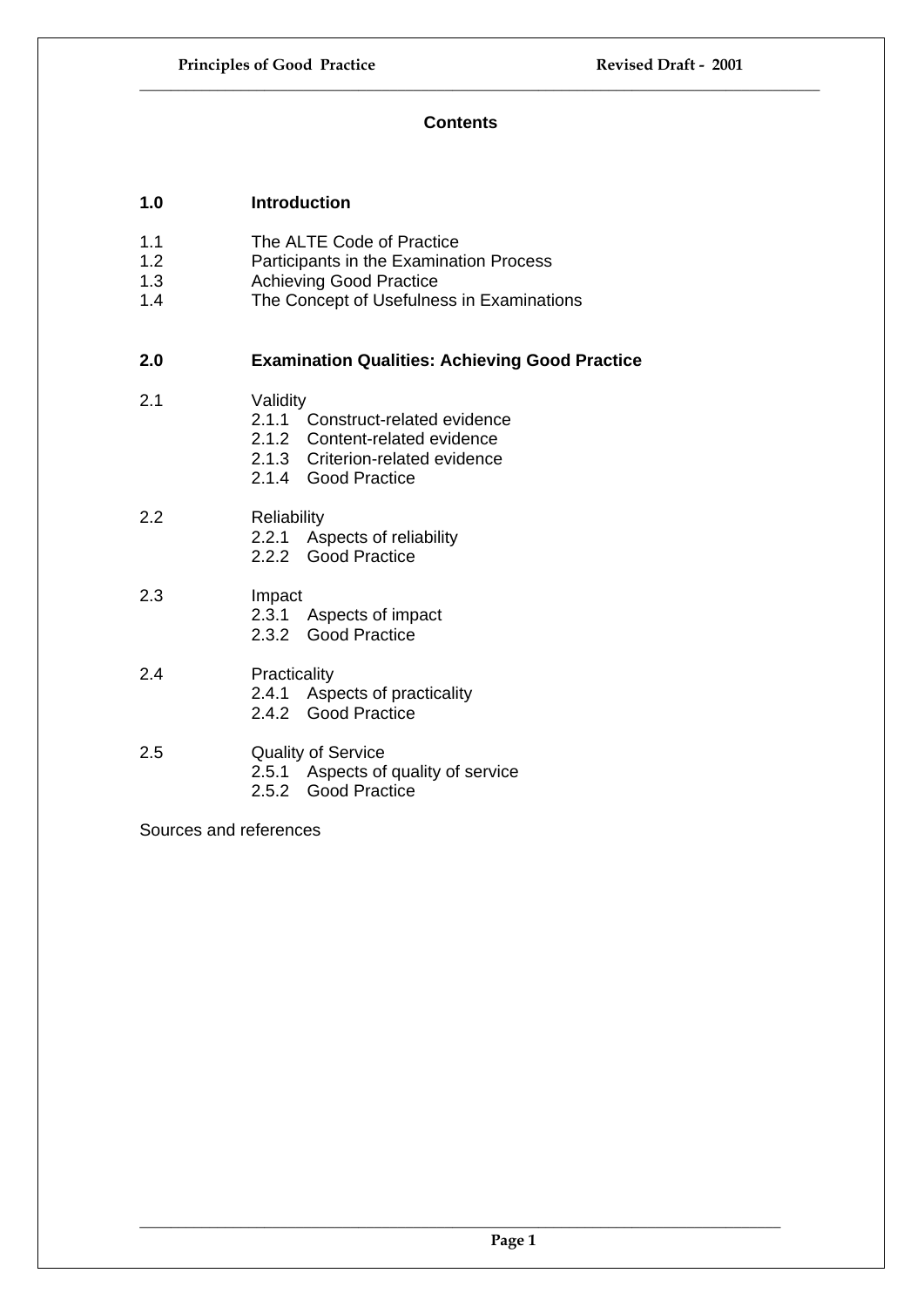## Contents

**1.0 Introduction**

1.1 The ALTE Code of Practice
1.2 Participants in the Examination Process
1.3 Achieving Good Practice
1.4 The Concept of Usefulness in Examinations

**2.0 Examination Qualities: Achieving Good Practice**

2.1 Validity
- 2.1.1 Construct-related evidence
- 2.1.2 Content-related evidence
- 2.1.3 Criterion-related evidence
- 2.1.4 Good Practice

2.2 Reliability
- 2.2.1 Aspects of reliability
- 2.2.2 Good Practice

2.3 Impact
- 2.3.1 Aspects of impact
- 2.3.2 Good Practice

2.4 Practicality
- 2.4.1 Aspects of practicality
- 2.4.2 Good Practice

2.5 Quality of Service
- 2.5.1 Aspects of quality of service
- 2.5.2 Good Practice

Sources and references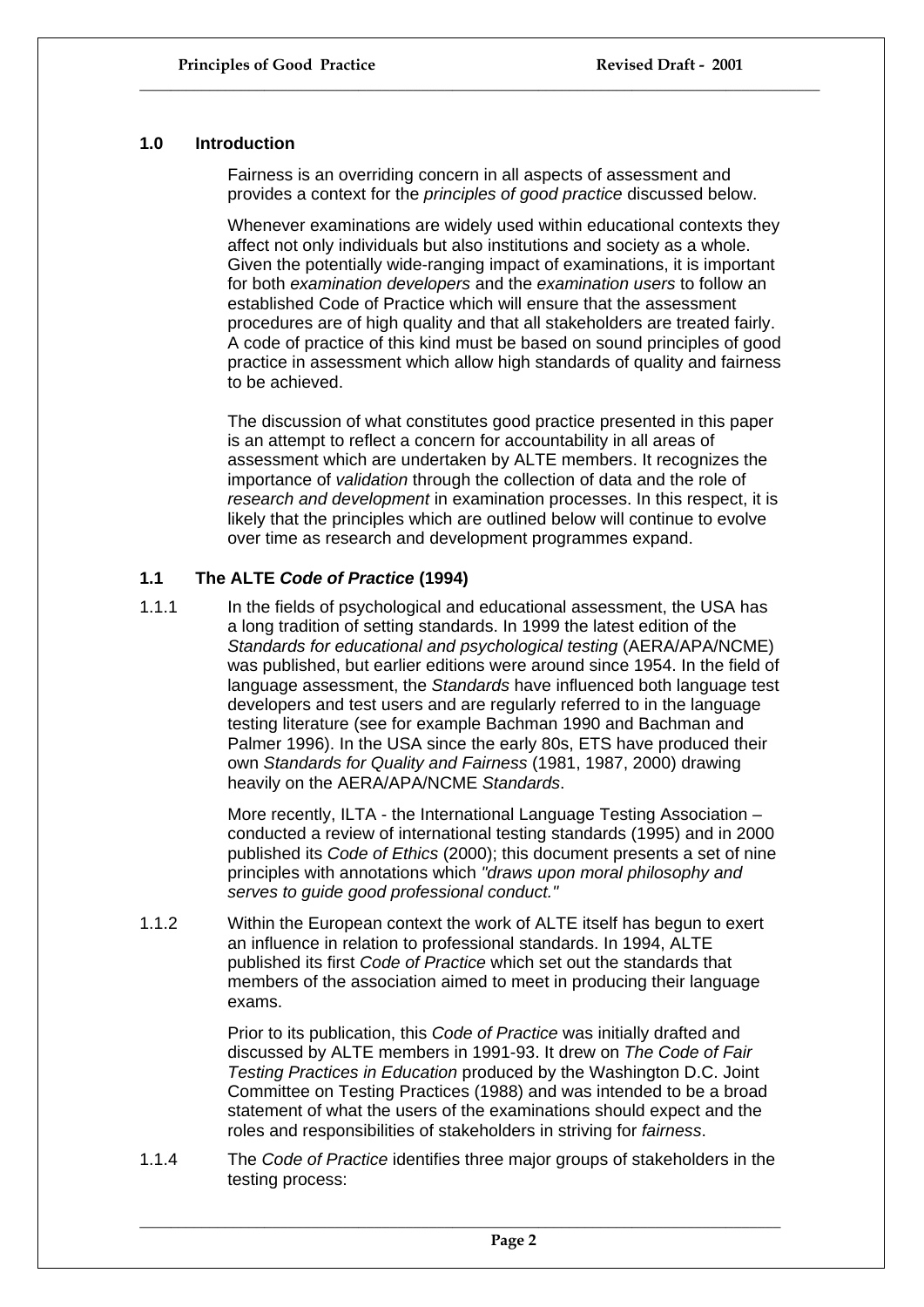## 1.0 Introduction

Fairness is an overriding concern in all aspects of assessment and provides a context for the *principles of good practice* discussed below.

Whenever examinations are widely used within educational contexts they affect not only individuals but also institutions and society as a whole. Given the potentially wide-ranging impact of examinations, it is important for both *examination developers* and the *examination users* to follow an established Code of Practice which will ensure that the assessment procedures are of high quality and that all stakeholders are treated fairly. A code of practice of this kind must be based on sound principles of good practice in assessment which allow high standards of quality and fairness to be achieved.

The discussion of what constitutes good practice presented in this paper is an attempt to reflect a concern for accountability in all areas of assessment which are undertaken by ALTE members. It recognizes the importance of *validation* through the collection of data and the role of *research and development* in examination processes. In this respect, it is likely that the principles which are outlined below will continue to evolve over time as research and development programmes expand.

### 1.1 The ALTE *Code of Practice* (1994)

1.1.1 In the fields of psychological and educational assessment, the USA has a long tradition of setting standards. In 1999 the latest edition of the *Standards for educational and psychological testing* (AERA/APA/NCME) was published, but earlier editions were around since 1954. In the field of language assessment, the *Standards* have influenced both language test developers and test users and are regularly referred to in the language testing literature (see for example Bachman 1990 and Bachman and Palmer 1996). In the USA since the early 80s, ETS have produced their own *Standards for Quality and Fairness* (1981, 1987, 2000) drawing heavily on the AERA/APA/NCME *Standards*.

More recently, ILTA - the International Language Testing Association – conducted a review of international testing standards (1995) and in 2000 published its *Code of Ethics* (2000); this document presents a set of nine principles with annotations which *"draws upon moral philosophy and serves to guide good professional conduct."*

1.1.2 Within the European context the work of ALTE itself has begun to exert an influence in relation to professional standards. In 1994, ALTE published its first *Code of Practice* which set out the standards that members of the association aimed to meet in producing their language exams.

Prior to its publication, this *Code of Practice* was initially drafted and discussed by ALTE members in 1991-93. It drew on *The Code of Fair Testing Practices in Education* produced by the Washington D.C. Joint Committee on Testing Practices (1988) and was intended to be a broad statement of what the users of the examinations should expect and the roles and responsibilities of stakeholders in striving for *fairness*.

1.1.4 The *Code of Practice* identifies three major groups of stakeholders in the testing process: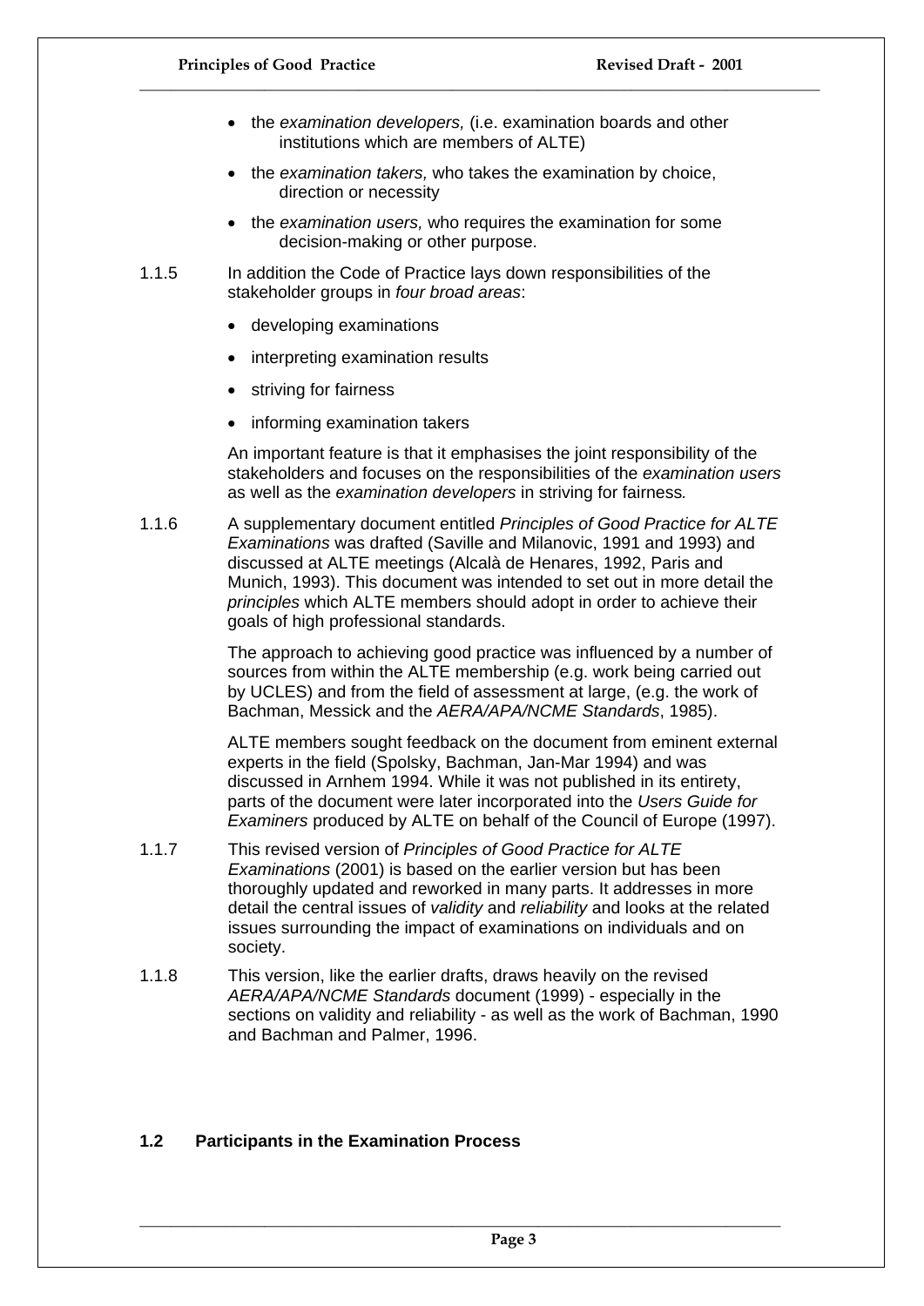- the *examination developers,* (i.e. examination boards and other institutions which are members of ALTE)
- the *examination takers,* who takes the examination by choice, direction or necessity
- the *examination users,* who requires the examination for some decision-making or other purpose.

1.1.5 In addition the Code of Practice lays down responsibilities of the stakeholder groups in *four broad areas*:

- developing examinations
- interpreting examination results
- striving for fairness
- informing examination takers

An important feature is that it emphasises the joint responsibility of the stakeholders and focuses on the responsibilities of the *examination users* as well as the *examination developers* in striving for fairness.

1.1.6 A supplementary document entitled *Principles of Good Practice for ALTE Examinations* was drafted (Saville and Milanovic, 1991 and 1993) and discussed at ALTE meetings (Alcalà de Henares, 1992, Paris and Munich, 1993). This document was intended to set out in more detail the *principles* which ALTE members should adopt in order to achieve their goals of high professional standards.

The approach to achieving good practice was influenced by a number of sources from within the ALTE membership (e.g. work being carried out by UCLES) and from the field of assessment at large, (e.g. the work of Bachman, Messick and the *AERA/APA/NCME Standards*, 1985).

ALTE members sought feedback on the document from eminent external experts in the field (Spolsky, Bachman, Jan-Mar 1994) and was discussed in Arnhem 1994. While it was not published in its entirety, parts of the document were later incorporated into the *Users Guide for Examiners* produced by ALTE on behalf of the Council of Europe (1997).

1.1.7 This revised version of *Principles of Good Practice for ALTE Examinations* (2001) is based on the earlier version but has been thoroughly updated and reworked in many parts. It addresses in more detail the central issues of *validity* and *reliability* and looks at the related issues surrounding the impact of examinations on individuals and on society.

1.1.8 This version, like the earlier drafts, draws heavily on the revised *AERA/APA/NCME Standards* document (1999) - especially in the sections on validity and reliability - as well as the work of Bachman, 1990 and Bachman and Palmer, 1996.

## 1.2 Participants in the Examination Process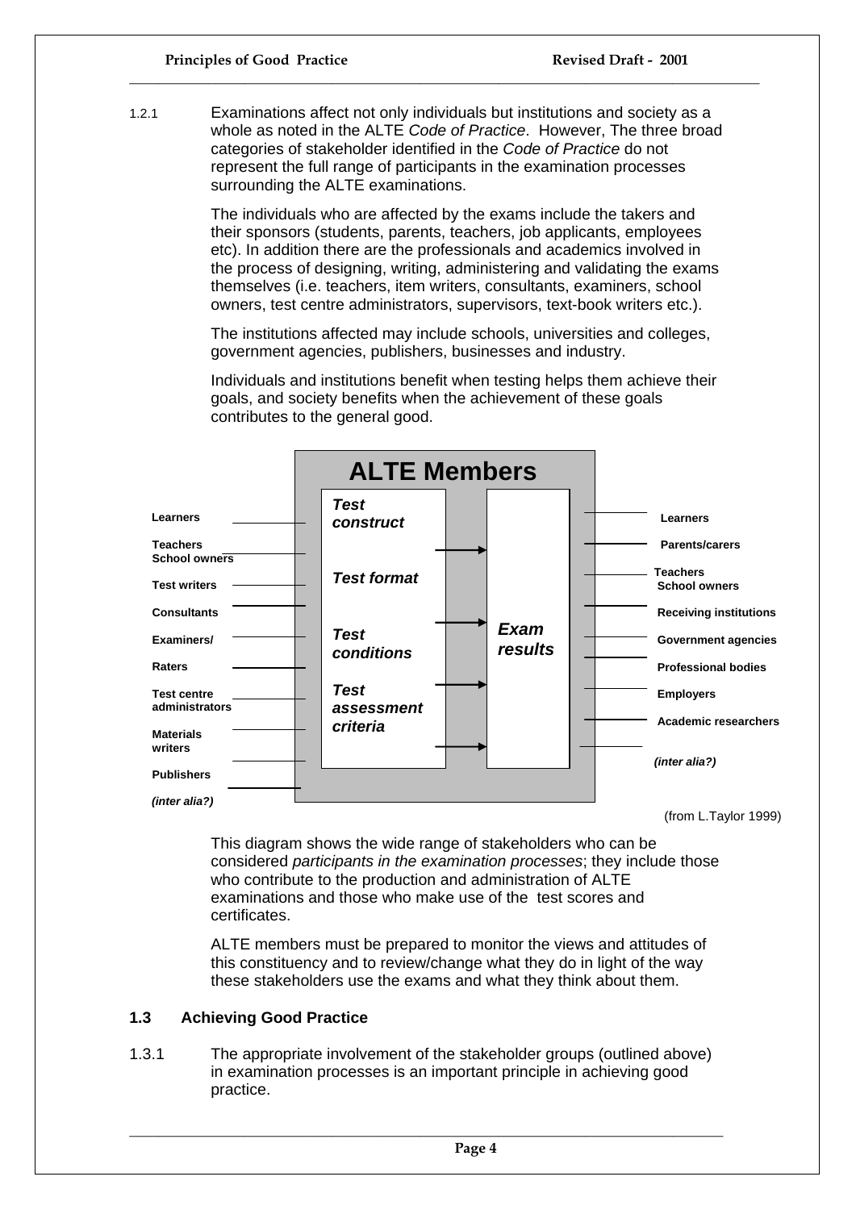1.2.1 Examinations affect not only individuals but institutions and society as a whole as noted in the ALTE *Code of Practice*. However, The three broad categories of stakeholder identified in the *Code of Practice* do not represent the full range of participants in the examination processes surrounding the ALTE examinations.

The individuals who are affected by the exams include the takers and their sponsors (students, parents, teachers, job applicants, employees etc). In addition there are the professionals and academics involved in the process of designing, writing, administering and validating the exams themselves (i.e. teachers, item writers, consultants, examiners, school owners, test centre administrators, supervisors, text-book writers etc.).

The institutions affected may include schools, universities and colleges, government agencies, publishers, businesses and industry.

Individuals and institutions benefit when testing helps them achieve their goals, and society benefits when the achievement of these goals contributes to the general good.

**ALTE Members**

| Contributors | ALTE Members: Test process | | Users |
|---|---|---|---|
| **Learners** | ***Test construct*** | ***Exam results*** | **Learners** |
| **Teachers School owners** | ***Test format*** | | **Parents/carers** |
| **Test writers** | ***Test conditions*** | | **Teachers School owners** |
| **Consultants** | ***Test assessment criteria*** | | **Receiving institutions** |
| **Examiners/** | | | **Government agencies** |
| **Raters** | | | **Professional bodies** |
| **Test centre administrators** | | | **Employers** |
| **Materials writers** | | | **Academic researchers** |
| **Publishers** | | | ***(inter alia?)*** |
| ***(inter alia?)*** | | | |

(from L.Taylor 1999)

This diagram shows the wide range of stakeholders who can be considered *participants in the examination processes*; they include those who contribute to the production and administration of ALTE examinations and those who make use of the test scores and certificates.

ALTE members must be prepared to monitor the views and attitudes of this constituency and to review/change what they do in light of the way these stakeholders use the exams and what they think about them.

## 1.3 Achieving Good Practice

1.3.1 The appropriate involvement of the stakeholder groups (outlined above) in examination processes is an important principle in achieving good practice.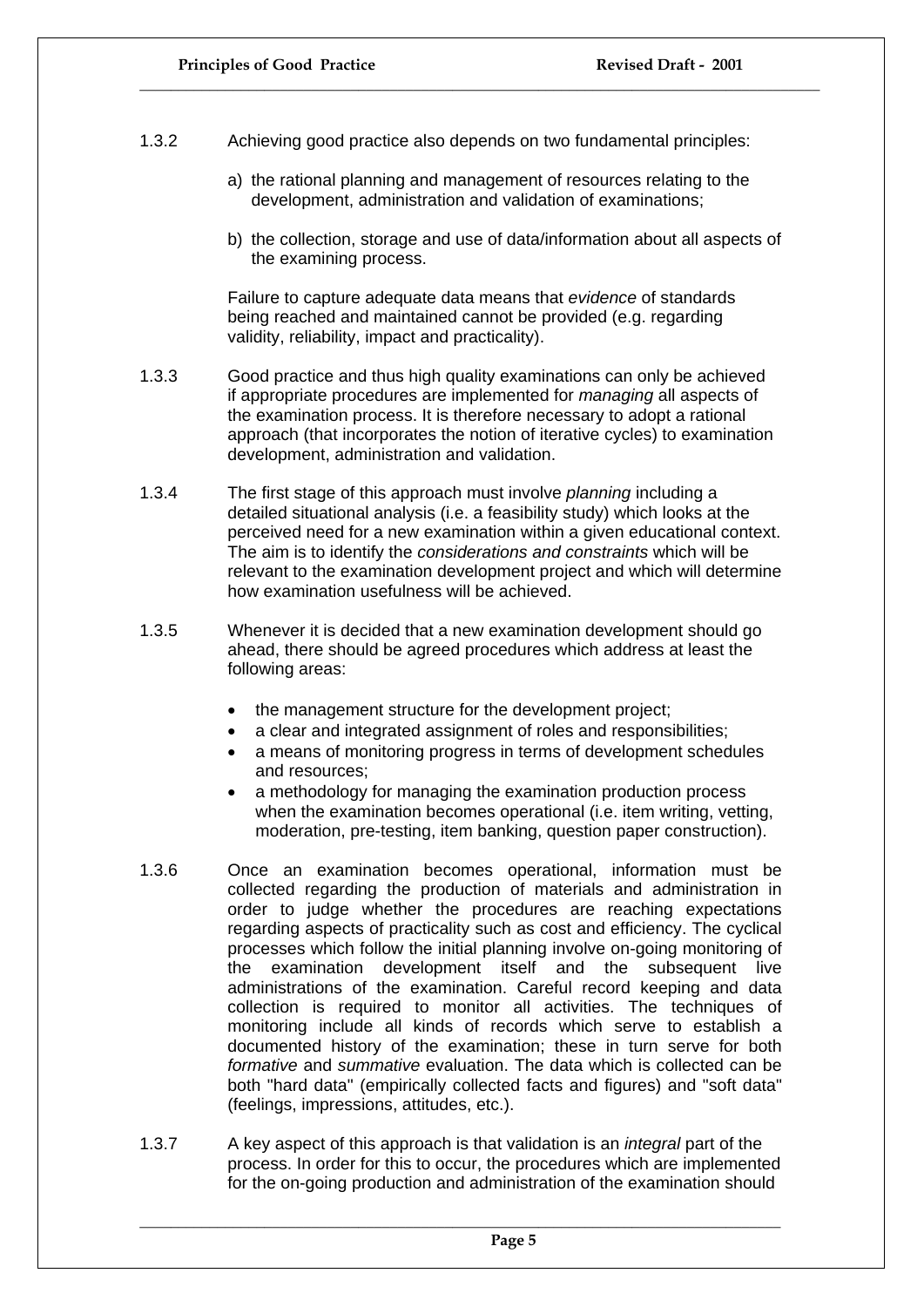1.3.2 Achieving good practice also depends on two fundamental principles:

a) the rational planning and management of resources relating to the development, administration and validation of examinations;

b) the collection, storage and use of data/information about all aspects of the examining process.

Failure to capture adequate data means that *evidence* of standards being reached and maintained cannot be provided (e.g. regarding validity, reliability, impact and practicality).

1.3.3 Good practice and thus high quality examinations can only be achieved if appropriate procedures are implemented for *managing* all aspects of the examination process. It is therefore necessary to adopt a rational approach (that incorporates the notion of iterative cycles) to examination development, administration and validation.

1.3.4 The first stage of this approach must involve *planning* including a detailed situational analysis (i.e. a feasibility study) which looks at the perceived need for a new examination within a given educational context. The aim is to identify the *considerations and constraints* which will be relevant to the examination development project and which will determine how examination usefulness will be achieved.

1.3.5 Whenever it is decided that a new examination development should go ahead, there should be agreed procedures which address at least the following areas:

- the management structure for the development project;
- a clear and integrated assignment of roles and responsibilities;
- a means of monitoring progress in terms of development schedules and resources;
- a methodology for managing the examination production process when the examination becomes operational (i.e. item writing, vetting, moderation, pre-testing, item banking, question paper construction).

1.3.6 Once an examination becomes operational, information must be collected regarding the production of materials and administration in order to judge whether the procedures are reaching expectations regarding aspects of practicality such as cost and efficiency. The cyclical processes which follow the initial planning involve on-going monitoring of the examination development itself and the subsequent live administrations of the examination. Careful record keeping and data collection is required to monitor all activities. The techniques of monitoring include all kinds of records which serve to establish a documented history of the examination; these in turn serve for both *formative* and *summative* evaluation. The data which is collected can be both "hard data" (empirically collected facts and figures) and "soft data" (feelings, impressions, attitudes, etc.).

1.3.7 A key aspect of this approach is that validation is an *integral* part of the process. In order for this to occur, the procedures which are implemented for the on-going production and administration of the examination should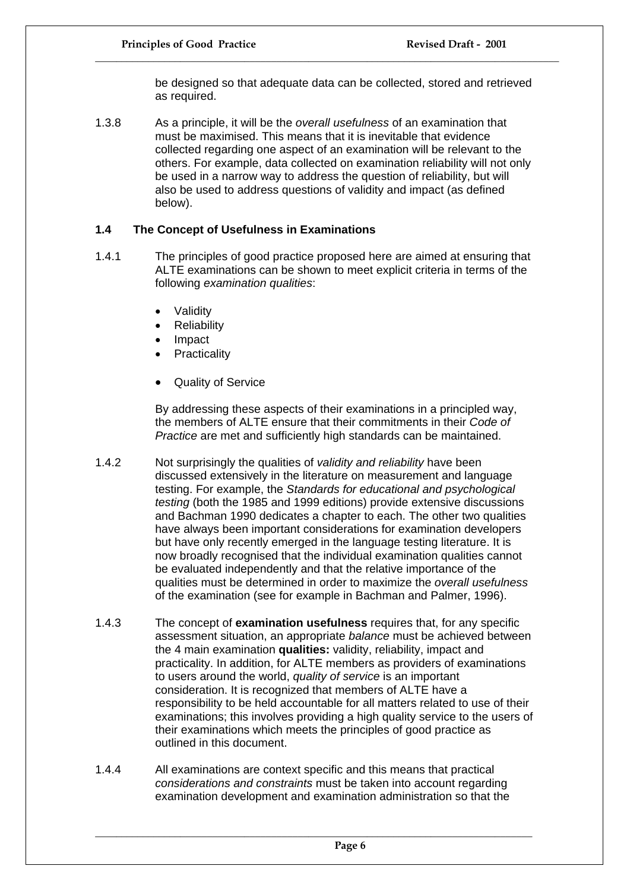be designed so that adequate data can be collected, stored and retrieved as required.

1.3.8 As a principle, it will be the *overall usefulness* of an examination that must be maximised. This means that it is inevitable that evidence collected regarding one aspect of an examination will be relevant to the others. For example, data collected on examination reliability will not only be used in a narrow way to address the question of reliability, but will also be used to address questions of validity and impact (as defined below).

### 1.4 The Concept of Usefulness in Examinations

1.4.1 The principles of good practice proposed here are aimed at ensuring that ALTE examinations can be shown to meet explicit criteria in terms of the following *examination qualities*:

- Validity
- Reliability
- Impact
- Practicality
- Quality of Service

By addressing these aspects of their examinations in a principled way, the members of ALTE ensure that their commitments in their *Code of Practice* are met and sufficiently high standards can be maintained.

1.4.2 Not surprisingly the qualities of *validity and reliability* have been discussed extensively in the literature on measurement and language testing. For example, the *Standards for educational and psychological testing* (both the 1985 and 1999 editions) provide extensive discussions and Bachman 1990 dedicates a chapter to each. The other two qualities have always been important considerations for examination developers but have only recently emerged in the language testing literature. It is now broadly recognised that the individual examination qualities cannot be evaluated independently and that the relative importance of the qualities must be determined in order to maximize the *overall usefulness* of the examination (see for example in Bachman and Palmer, 1996).

1.4.3 The concept of **examination usefulness** requires that, for any specific assessment situation, an appropriate *balance* must be achieved between the 4 main examination **qualities:** validity, reliability, impact and practicality. In addition, for ALTE members as providers of examinations to users around the world, *quality of service* is an important consideration. It is recognized that members of ALTE have a responsibility to be held accountable for all matters related to use of their examinations; this involves providing a high quality service to the users of their examinations which meets the principles of good practice as outlined in this document.

1.4.4 All examinations are context specific and this means that practical *considerations and constraints* must be taken into account regarding examination development and examination administration so that the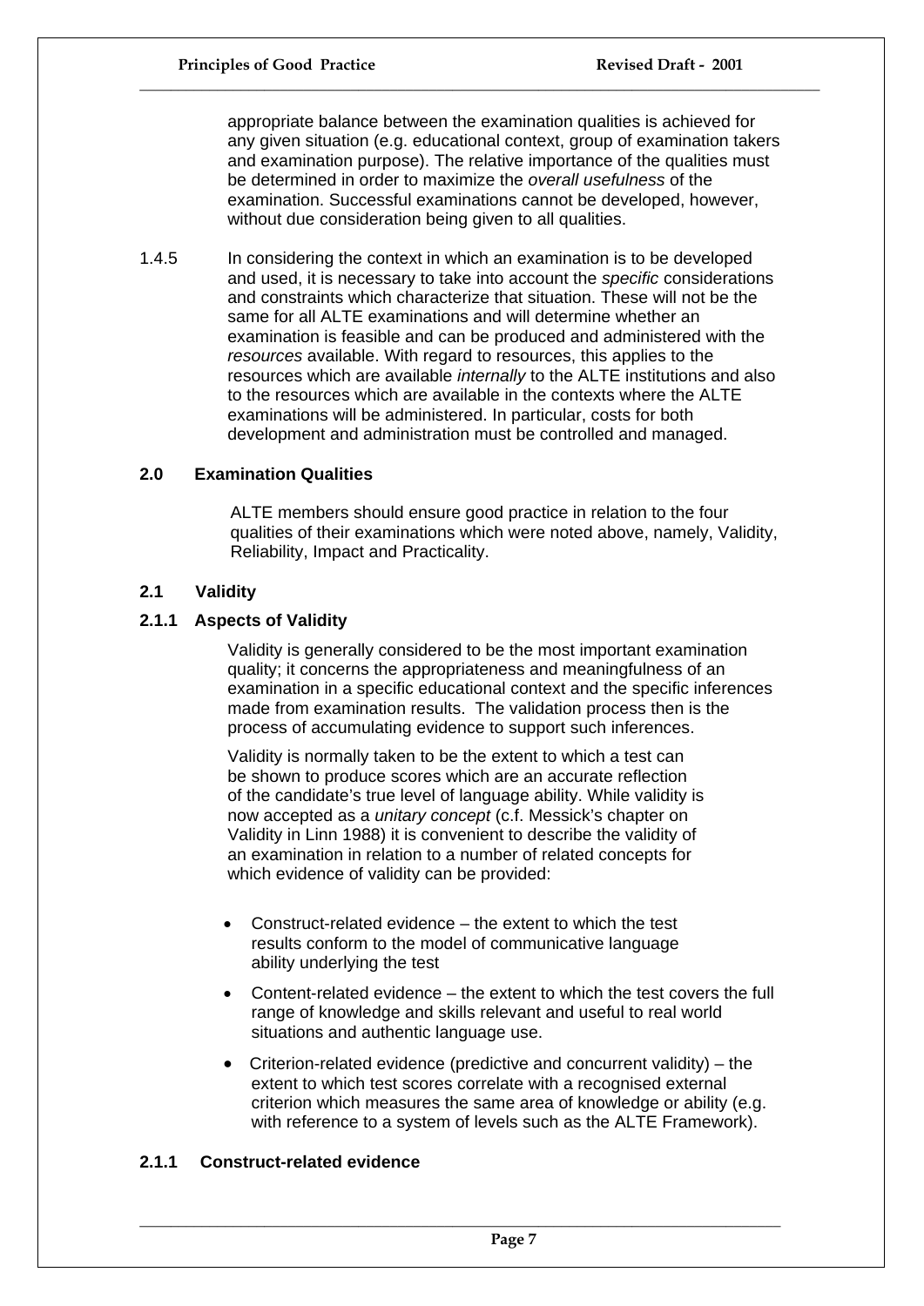appropriate balance between the examination qualities is achieved for any given situation (e.g. educational context, group of examination takers and examination purpose). The relative importance of the qualities must be determined in order to maximize the *overall usefulness* of the examination. Successful examinations cannot be developed, however, without due consideration being given to all qualities.

1.4.5 In considering the context in which an examination is to be developed and used, it is necessary to take into account the *specific* considerations and constraints which characterize that situation. These will not be the same for all ALTE examinations and will determine whether an examination is feasible and can be produced and administered with the *resources* available. With regard to resources, this applies to the resources which are available *internally* to the ALTE institutions and also to the resources which are available in the contexts where the ALTE examinations will be administered. In particular, costs for both development and administration must be controlled and managed.

## 2.0 Examination Qualities

ALTE members should ensure good practice in relation to the four qualities of their examinations which were noted above, namely, Validity, Reliability, Impact and Practicality.

### 2.1 Validity

#### 2.1.1 Aspects of Validity

Validity is generally considered to be the most important examination quality; it concerns the appropriateness and meaningfulness of an examination in a specific educational context and the specific inferences made from examination results. The validation process then is the process of accumulating evidence to support such inferences.

Validity is normally taken to be the extent to which a test can be shown to produce scores which are an accurate reflection of the candidate's true level of language ability. While validity is now accepted as a *unitary concept* (c.f. Messick's chapter on Validity in Linn 1988) it is convenient to describe the validity of an examination in relation to a number of related concepts for which evidence of validity can be provided:

- Construct-related evidence – the extent to which the test results conform to the model of communicative language ability underlying the test
- Content-related evidence – the extent to which the test covers the full range of knowledge and skills relevant and useful to real world situations and authentic language use.
- Criterion-related evidence (predictive and concurrent validity) – the extent to which test scores correlate with a recognised external criterion which measures the same area of knowledge or ability (e.g. with reference to a system of levels such as the ALTE Framework).

#### 2.1.1 Construct-related evidence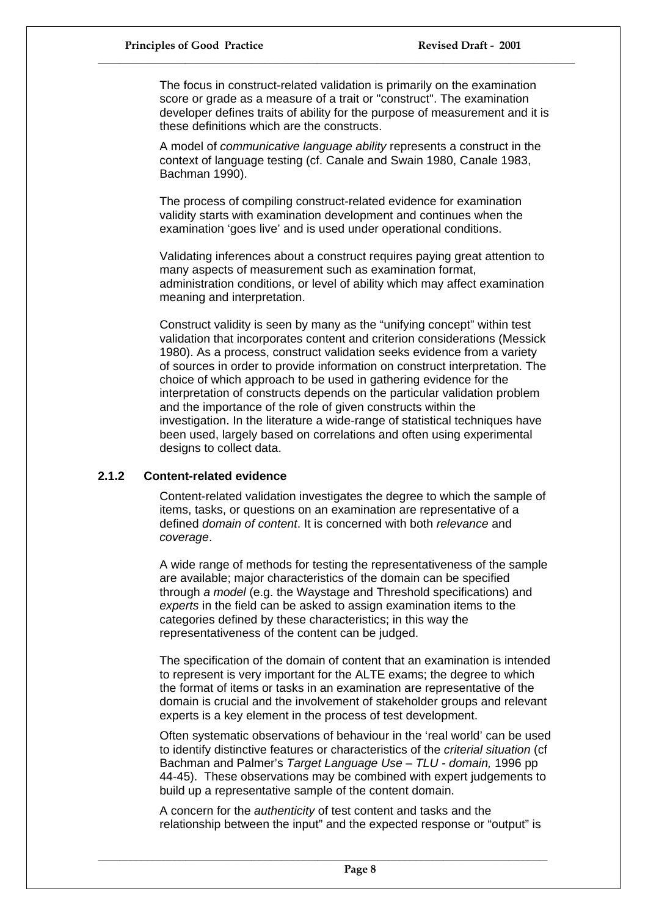The focus in construct-related validation is primarily on the examination score or grade as a measure of a trait or "construct". The examination developer defines traits of ability for the purpose of measurement and it is these definitions which are the constructs.

A model of *communicative language ability* represents a construct in the context of language testing (cf. Canale and Swain 1980, Canale 1983, Bachman 1990).

The process of compiling construct-related evidence for examination validity starts with examination development and continues when the examination 'goes live' and is used under operational conditions.

Validating inferences about a construct requires paying great attention to many aspects of measurement such as examination format, administration conditions, or level of ability which may affect examination meaning and interpretation.

Construct validity is seen by many as the "unifying concept" within test validation that incorporates content and criterion considerations (Messick 1980). As a process, construct validation seeks evidence from a variety of sources in order to provide information on construct interpretation. The choice of which approach to be used in gathering evidence for the interpretation of constructs depends on the particular validation problem and the importance of the role of given constructs within the investigation. In the literature a wide-range of statistical techniques have been used, largely based on correlations and often using experimental designs to collect data.

### 2.1.2 Content-related evidence

Content-related validation investigates the degree to which the sample of items, tasks, or questions on an examination are representative of a defined *domain of content*. It is concerned with both *relevance* and *coverage*.

A wide range of methods for testing the representativeness of the sample are available; major characteristics of the domain can be specified through *a model* (e.g. the Waystage and Threshold specifications) and *experts* in the field can be asked to assign examination items to the categories defined by these characteristics; in this way the representativeness of the content can be judged.

The specification of the domain of content that an examination is intended to represent is very important for the ALTE exams; the degree to which the format of items or tasks in an examination are representative of the domain is crucial and the involvement of stakeholder groups and relevant experts is a key element in the process of test development.

Often systematic observations of behaviour in the 'real world' can be used to identify distinctive features or characteristics of the *criterial situation* (cf Bachman and Palmer's *Target Language Use – TLU - domain,* 1996 pp 44-45). These observations may be combined with expert judgements to build up a representative sample of the content domain.

A concern for the *authenticity* of test content and tasks and the relationship between the input" and the expected response or "output" is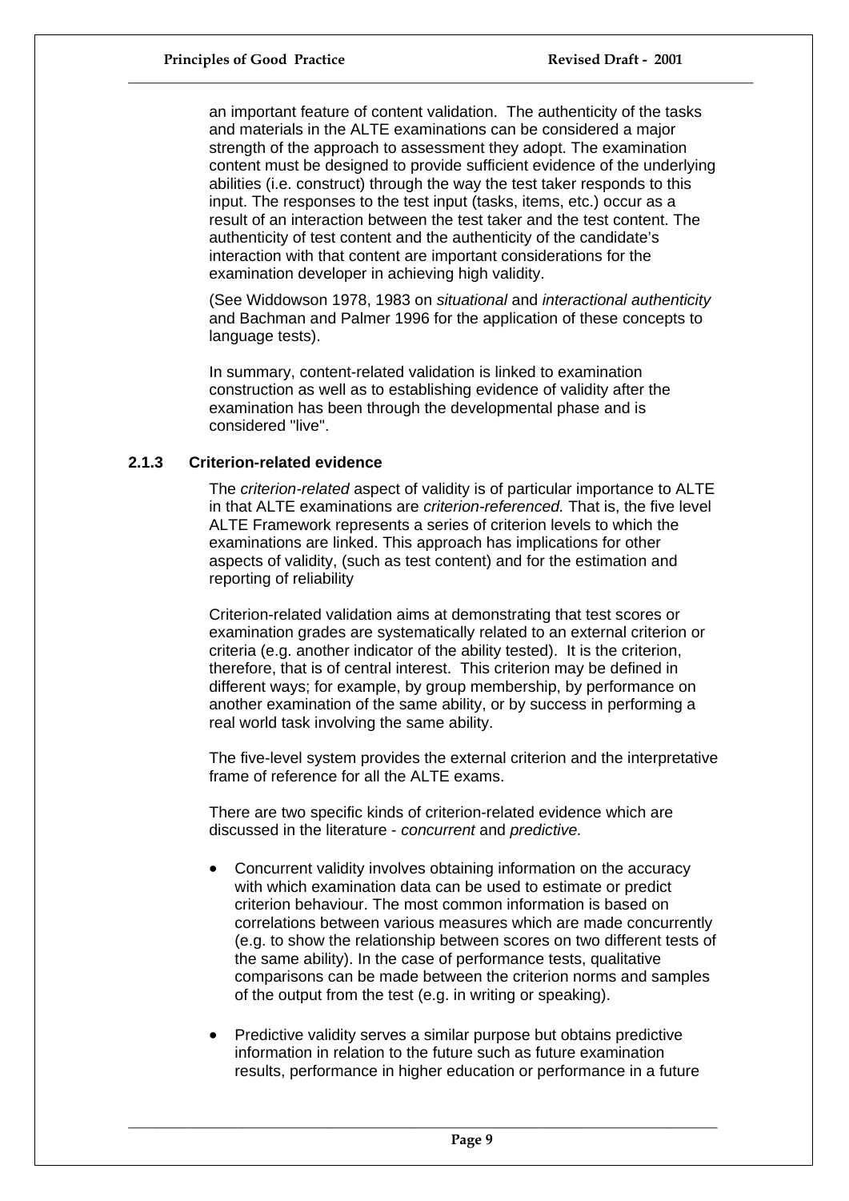an important feature of content validation. The authenticity of the tasks and materials in the ALTE examinations can be considered a major strength of the approach to assessment they adopt. The examination content must be designed to provide sufficient evidence of the underlying abilities (i.e. construct) through the way the test taker responds to this input. The responses to the test input (tasks, items, etc.) occur as a result of an interaction between the test taker and the test content. The authenticity of test content and the authenticity of the candidate's interaction with that content are important considerations for the examination developer in achieving high validity.

(See Widdowson 1978, 1983 on *situational* and *interactional authenticity* and Bachman and Palmer 1996 for the application of these concepts to language tests).

In summary, content-related validation is linked to examination construction as well as to establishing evidence of validity after the examination has been through the developmental phase and is considered "live".

### 2.1.3 Criterion-related evidence

The *criterion-related* aspect of validity is of particular importance to ALTE in that ALTE examinations are *criterion-referenced.* That is, the five level ALTE Framework represents a series of criterion levels to which the examinations are linked. This approach has implications for other aspects of validity, (such as test content) and for the estimation and reporting of reliability

Criterion-related validation aims at demonstrating that test scores or examination grades are systematically related to an external criterion or criteria (e.g. another indicator of the ability tested). It is the criterion, therefore, that is of central interest. This criterion may be defined in different ways; for example, by group membership, by performance on another examination of the same ability, or by success in performing a real world task involving the same ability.

The five-level system provides the external criterion and the interpretative frame of reference for all the ALTE exams.

There are two specific kinds of criterion-related evidence which are discussed in the literature - *concurrent* and *predictive.*

- Concurrent validity involves obtaining information on the accuracy with which examination data can be used to estimate or predict criterion behaviour. The most common information is based on correlations between various measures which are made concurrently (e.g. to show the relationship between scores on two different tests of the same ability). In the case of performance tests, qualitative comparisons can be made between the criterion norms and samples of the output from the test (e.g. in writing or speaking).

- Predictive validity serves a similar purpose but obtains predictive information in relation to the future such as future examination results, performance in higher education or performance in a future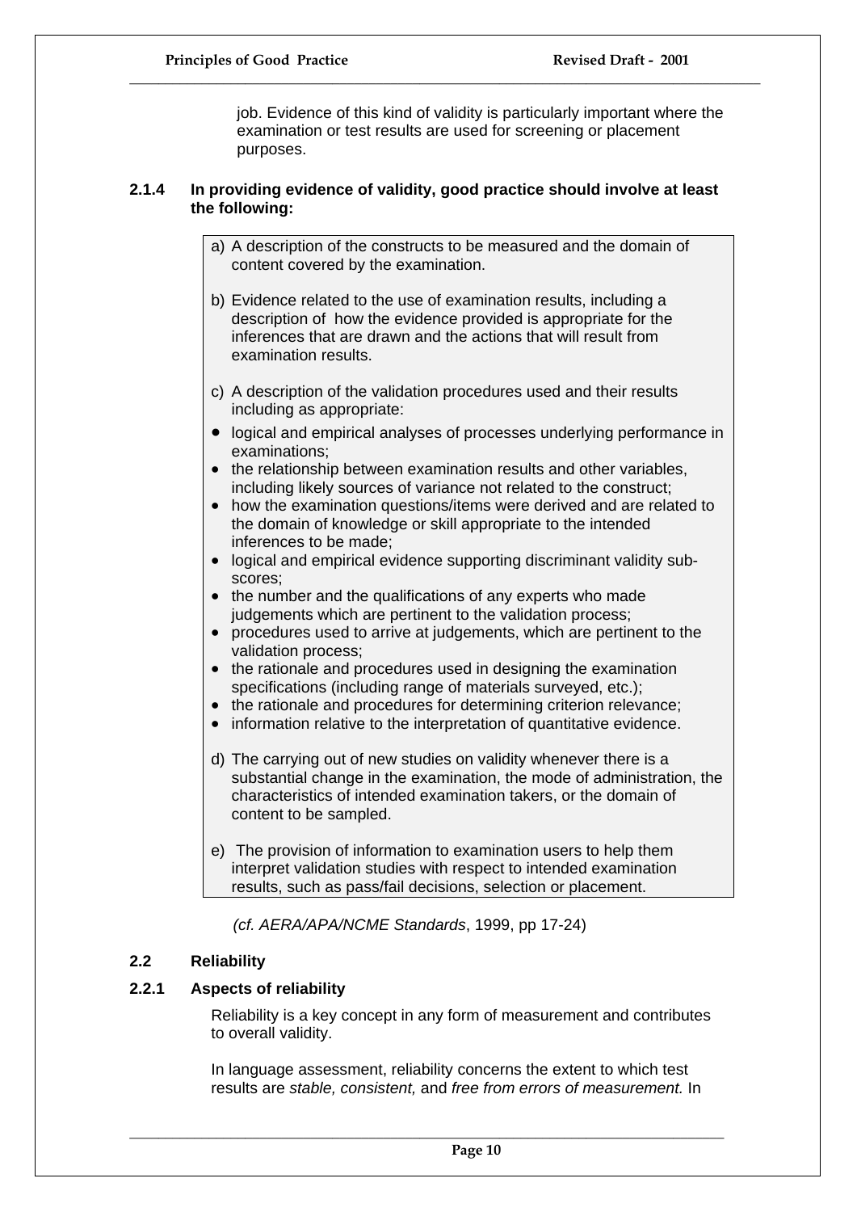job. Evidence of this kind of validity is particularly important where the examination or test results are used for screening or placement purposes.

**2.1.4 In providing evidence of validity, good practice should involve at least the following:**

a) A description of the constructs to be measured and the domain of content covered by the examination.

b) Evidence related to the use of examination results, including a description of how the evidence provided is appropriate for the inferences that are drawn and the actions that will result from examination results.

c) A description of the validation procedures used and their results including as appropriate:

- logical and empirical analyses of processes underlying performance in examinations;
- the relationship between examination results and other variables, including likely sources of variance not related to the construct;
- how the examination questions/items were derived and are related to the domain of knowledge or skill appropriate to the intended inferences to be made;
- logical and empirical evidence supporting discriminant validity sub-scores;
- the number and the qualifications of any experts who made judgements which are pertinent to the validation process;
- procedures used to arrive at judgements, which are pertinent to the validation process;
- the rationale and procedures used in designing the examination specifications (including range of materials surveyed, etc.);
- the rationale and procedures for determining criterion relevance;
- information relative to the interpretation of quantitative evidence.

d) The carrying out of new studies on validity whenever there is a substantial change in the examination, the mode of administration, the characteristics of intended examination takers, or the domain of content to be sampled.

e) The provision of information to examination users to help them interpret validation studies with respect to intended examination results, such as pass/fail decisions, selection or placement.

*(cf. AERA/APA/NCME Standards*, 1999, pp 17-24)

## 2.2 Reliability

### 2.2.1 Aspects of reliability

Reliability is a key concept in any form of measurement and contributes to overall validity.

In language assessment, reliability concerns the extent to which test results are *stable, consistent,* and *free from errors of measurement.* In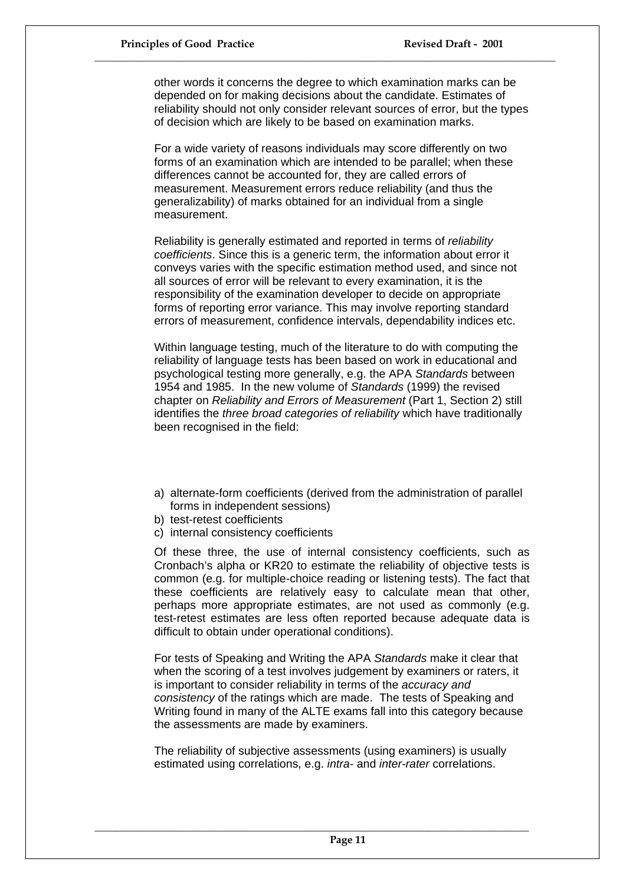other words it concerns the degree to which examination marks can be depended on for making decisions about the candidate. Estimates of reliability should not only consider relevant sources of error, but the types of decision which are likely to be based on examination marks.

For a wide variety of reasons individuals may score differently on two forms of an examination which are intended to be parallel; when these differences cannot be accounted for, they are called errors of measurement. Measurement errors reduce reliability (and thus the generalizability) of marks obtained for an individual from a single measurement.

Reliability is generally estimated and reported in terms of *reliability coefficients*. Since this is a generic term, the information about error it conveys varies with the specific estimation method used, and since not all sources of error will be relevant to every examination, it is the responsibility of the examination developer to decide on appropriate forms of reporting error variance. This may involve reporting standard errors of measurement, confidence intervals, dependability indices etc.

Within language testing, much of the literature to do with computing the reliability of language tests has been based on work in educational and psychological testing more generally, e.g. the APA *Standards* between 1954 and 1985. In the new volume of *Standards* (1999) the revised chapter on *Reliability and Errors of Measurement* (Part 1, Section 2) still identifies the *three broad categories of reliability* which have traditionally been recognised in the field:

a) alternate-form coefficients (derived from the administration of parallel forms in independent sessions)
b) test-retest coefficients
c) internal consistency coefficients

Of these three, the use of internal consistency coefficients, such as Cronbach's alpha or KR20 to estimate the reliability of objective tests is common (e.g. for multiple-choice reading or listening tests). The fact that these coefficients are relatively easy to calculate mean that other, perhaps more appropriate estimates, are not used as commonly (e.g. test-retest estimates are less often reported because adequate data is difficult to obtain under operational conditions).

For tests of Speaking and Writing the APA *Standards* make it clear that when the scoring of a test involves judgement by examiners or raters, it is important to consider reliability in terms of the *accuracy and consistency* of the ratings which are made. The tests of Speaking and Writing found in many of the ALTE exams fall into this category because the assessments are made by examiners.

The reliability of subjective assessments (using examiners) is usually estimated using correlations, e.g. *intra*- and *inter-rater* correlations.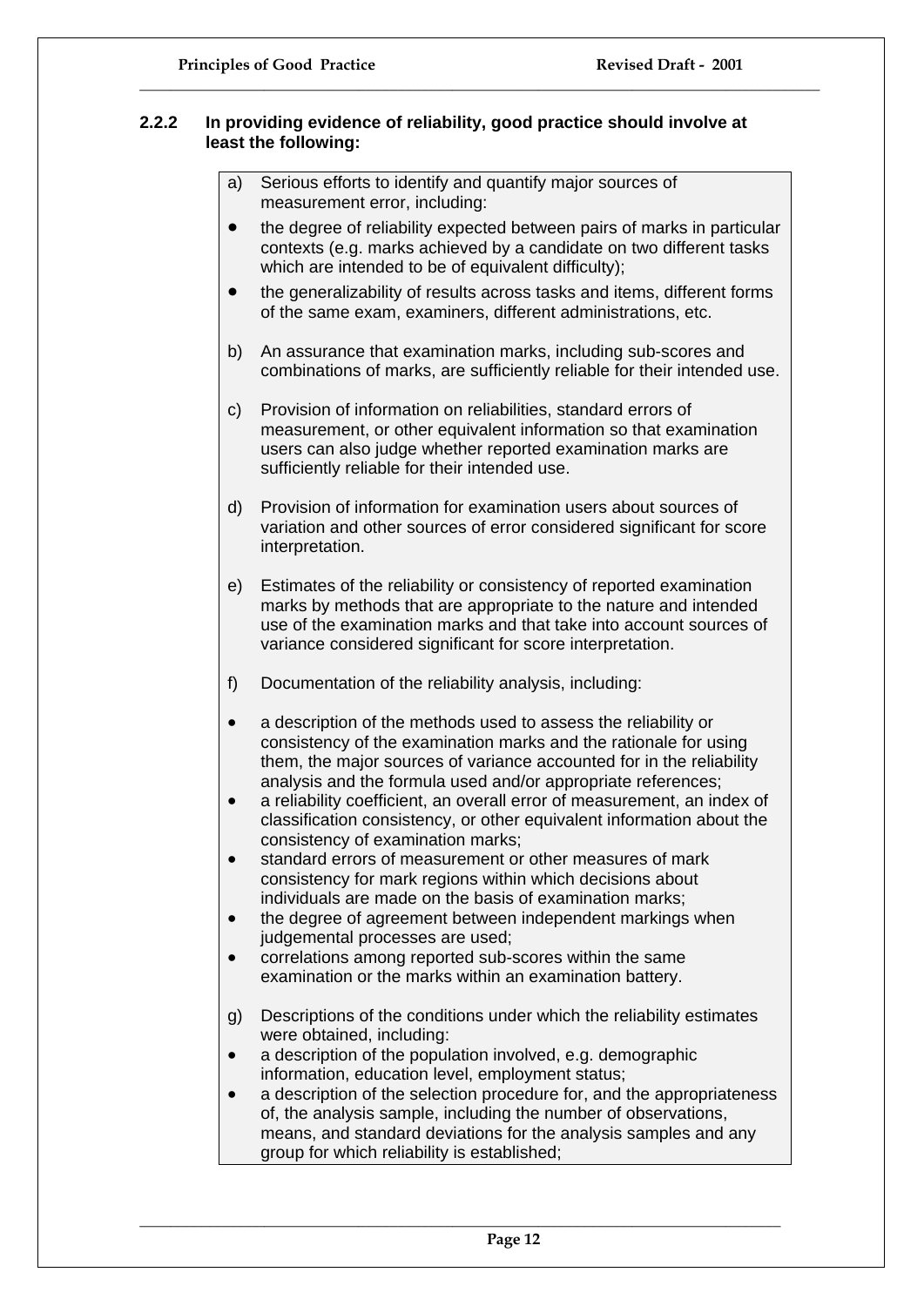### 2.2.2 In providing evidence of reliability, good practice should involve at least the following:

a) Serious efforts to identify and quantify major sources of measurement error, including:

- the degree of reliability expected between pairs of marks in particular contexts (e.g. marks achieved by a candidate on two different tasks which are intended to be of equivalent difficulty);
- the generalizability of results across tasks and items, different forms of the same exam, examiners, different administrations, etc.

b) An assurance that examination marks, including sub-scores and combinations of marks, are sufficiently reliable for their intended use.

c) Provision of information on reliabilities, standard errors of measurement, or other equivalent information so that examination users can also judge whether reported examination marks are sufficiently reliable for their intended use.

d) Provision of information for examination users about sources of variation and other sources of error considered significant for score interpretation.

e) Estimates of the reliability or consistency of reported examination marks by methods that are appropriate to the nature and intended use of the examination marks and that take into account sources of variance considered significant for score interpretation.

f) Documentation of the reliability analysis, including:

- a description of the methods used to assess the reliability or consistency of the examination marks and the rationale for using them, the major sources of variance accounted for in the reliability analysis and the formula used and/or appropriate references;
- a reliability coefficient, an overall error of measurement, an index of classification consistency, or other equivalent information about the consistency of examination marks;
- standard errors of measurement or other measures of mark consistency for mark regions within which decisions about individuals are made on the basis of examination marks;
- the degree of agreement between independent markings when judgemental processes are used;
- correlations among reported sub-scores within the same examination or the marks within an examination battery.

g) Descriptions of the conditions under which the reliability estimates were obtained, including:

- a description of the population involved, e.g. demographic information, education level, employment status;
- a description of the selection procedure for, and the appropriateness of, the analysis sample, including the number of observations, means, and standard deviations for the analysis samples and any group for which reliability is established;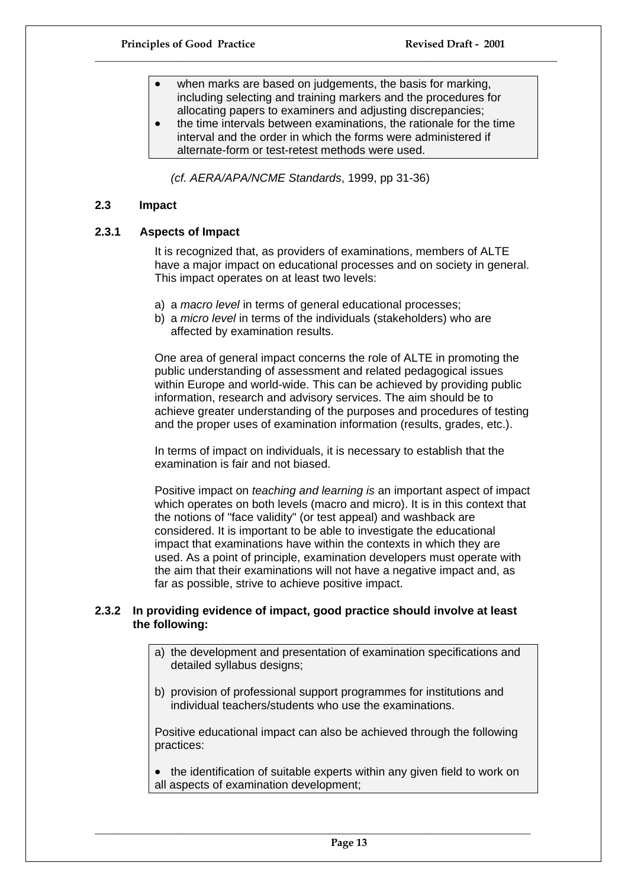- when marks are based on judgements, the basis for marking, including selecting and training markers and the procedures for allocating papers to examiners and adjusting discrepancies;
- the time intervals between examinations, the rationale for the time interval and the order in which the forms were administered if alternate-form or test-retest methods were used.

*(cf. AERA/APA/NCME Standards*, 1999, pp 31-36)

## 2.3 Impact

### 2.3.1 Aspects of Impact

It is recognized that, as providers of examinations, members of ALTE have a major impact on educational processes and on society in general. This impact operates on at least two levels:

a) a *macro level* in terms of general educational processes;
b) a *micro level* in terms of the individuals (stakeholders) who are affected by examination results.

One area of general impact concerns the role of ALTE in promoting the public understanding of assessment and related pedagogical issues within Europe and world-wide. This can be achieved by providing public information, research and advisory services. The aim should be to achieve greater understanding of the purposes and procedures of testing and the proper uses of examination information (results, grades, etc.).

In terms of impact on individuals, it is necessary to establish that the examination is fair and not biased.

Positive impact on *teaching and learning is* an important aspect of impact which operates on both levels (macro and micro). It is in this context that the notions of "face validity" (or test appeal) and washback are considered. It is important to be able to investigate the educational impact that examinations have within the contexts in which they are used. As a point of principle, examination developers must operate with the aim that their examinations will not have a negative impact and, as far as possible, strive to achieve positive impact.

### 2.3.2 In providing evidence of impact, good practice should involve at least the following:

a) the development and presentation of examination specifications and detailed syllabus designs;

b) provision of professional support programmes for institutions and individual teachers/students who use the examinations.

Positive educational impact can also be achieved through the following practices:

- the identification of suitable experts within any given field to work on all aspects of examination development;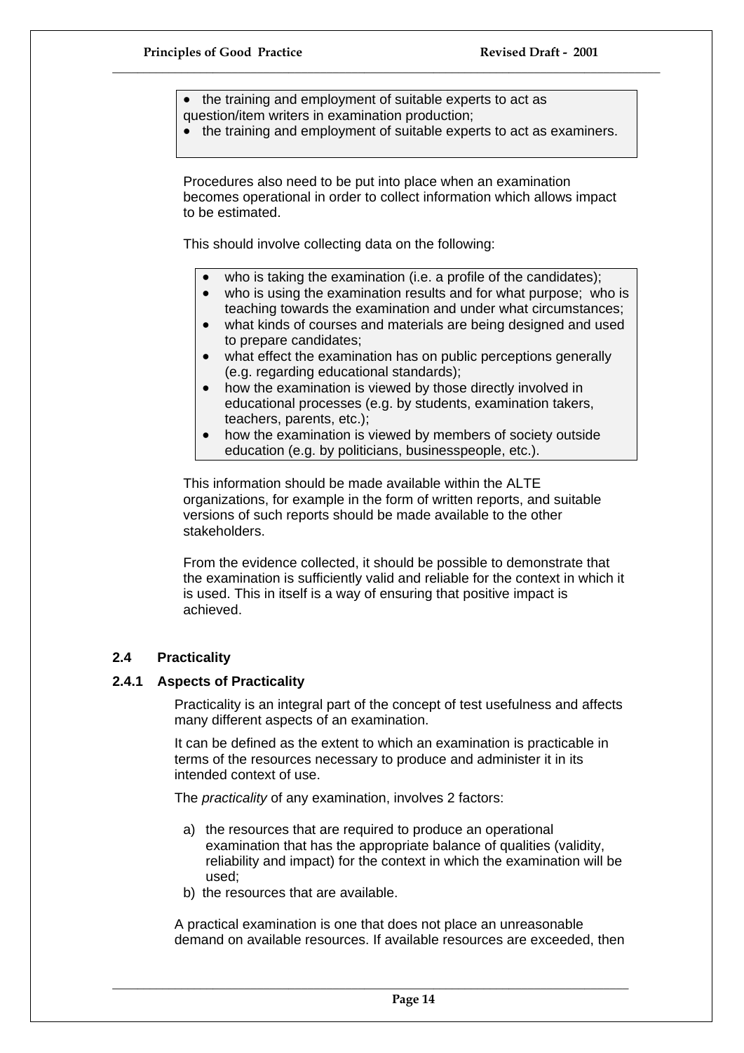- the training and employment of suitable experts to act as question/item writers in examination production;
- the training and employment of suitable experts to act as examiners.

Procedures also need to be put into place when an examination becomes operational in order to collect information which allows impact to be estimated.

This should involve collecting data on the following:

- who is taking the examination (i.e. a profile of the candidates);
- who is using the examination results and for what purpose; who is teaching towards the examination and under what circumstances;
- what kinds of courses and materials are being designed and used to prepare candidates;
- what effect the examination has on public perceptions generally (e.g. regarding educational standards);
- how the examination is viewed by those directly involved in educational processes (e.g. by students, examination takers, teachers, parents, etc.);
- how the examination is viewed by members of society outside education (e.g. by politicians, businesspeople, etc.).

This information should be made available within the ALTE organizations, for example in the form of written reports, and suitable versions of such reports should be made available to the other stakeholders.

From the evidence collected, it should be possible to demonstrate that the examination is sufficiently valid and reliable for the context in which it is used. This in itself is a way of ensuring that positive impact is achieved.

## 2.4 Practicality

### 2.4.1 Aspects of Practicality

Practicality is an integral part of the concept of test usefulness and affects many different aspects of an examination.

It can be defined as the extent to which an examination is practicable in terms of the resources necessary to produce and administer it in its intended context of use.

The *practicality* of any examination, involves 2 factors:

a) the resources that are required to produce an operational examination that has the appropriate balance of qualities (validity, reliability and impact) for the context in which the examination will be used;
b) the resources that are available.

A practical examination is one that does not place an unreasonable demand on available resources. If available resources are exceeded, then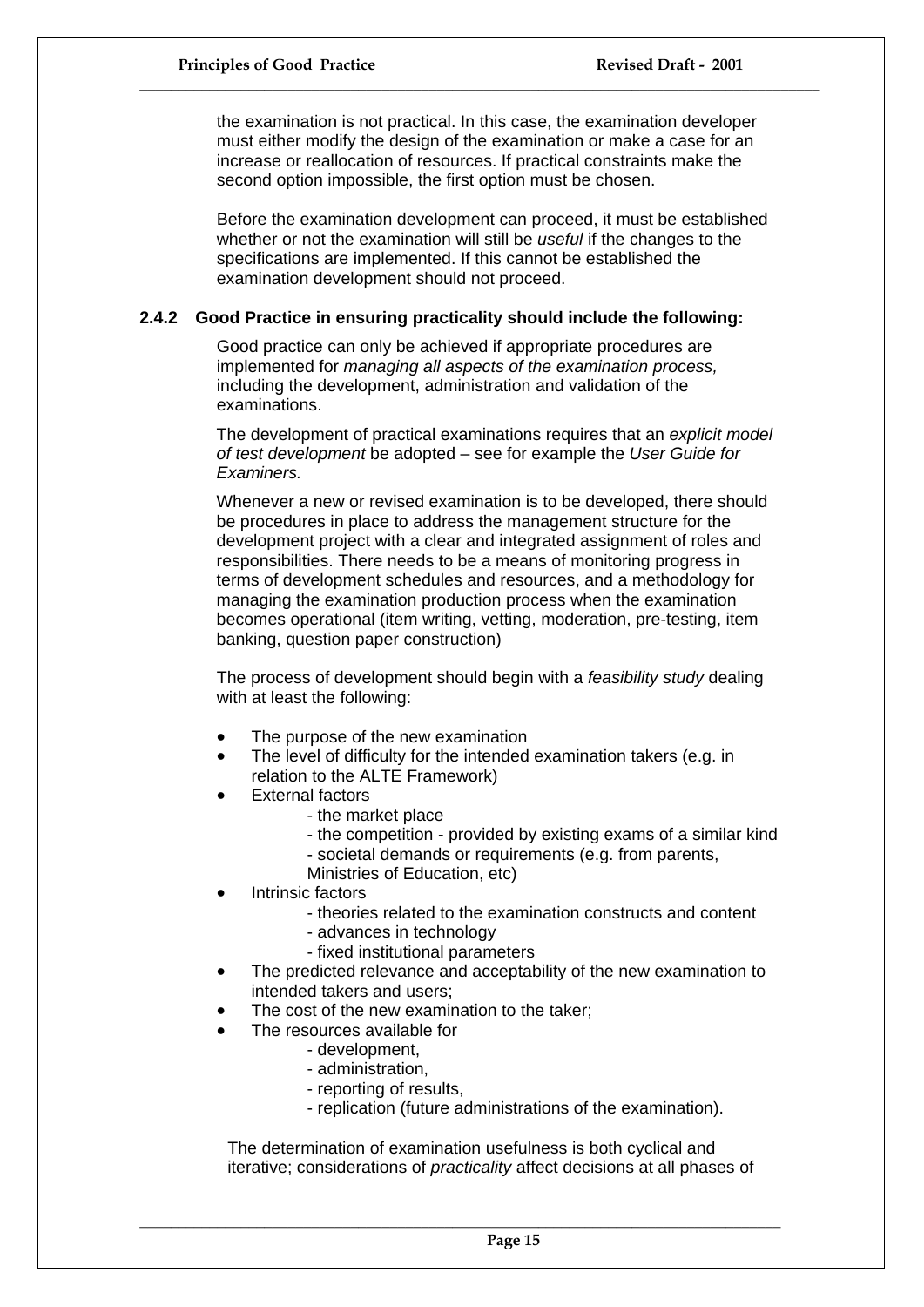the examination is not practical. In this case, the examination developer must either modify the design of the examination or make a case for an increase or reallocation of resources. If practical constraints make the second option impossible, the first option must be chosen.

Before the examination development can proceed, it must be established whether or not the examination will still be *useful* if the changes to the specifications are implemented. If this cannot be established the examination development should not proceed.

### 2.4.2 Good Practice in ensuring practicality should include the following:

Good practice can only be achieved if appropriate procedures are implemented for *managing all aspects of the examination process,* including the development, administration and validation of the examinations.

The development of practical examinations requires that an *explicit model of test development* be adopted – see for example the *User Guide for Examiners.*

Whenever a new or revised examination is to be developed, there should be procedures in place to address the management structure for the development project with a clear and integrated assignment of roles and responsibilities. There needs to be a means of monitoring progress in terms of development schedules and resources, and a methodology for managing the examination production process when the examination becomes operational (item writing, vetting, moderation, pre-testing, item banking, question paper construction)

The process of development should begin with a *feasibility study* dealing with at least the following:

- The purpose of the new examination
- The level of difficulty for the intended examination takers (e.g. in relation to the ALTE Framework)
- External factors
  - the market place
  - the competition - provided by existing exams of a similar kind
  - societal demands or requirements (e.g. from parents, Ministries of Education, etc)
- Intrinsic factors
  - theories related to the examination constructs and content
  - advances in technology
  - fixed institutional parameters
- The predicted relevance and acceptability of the new examination to intended takers and users;
- The cost of the new examination to the taker;
- The resources available for
  - development,
  - administration,
  - reporting of results,
  - replication (future administrations of the examination).

The determination of examination usefulness is both cyclical and iterative; considerations of *practicality* affect decisions at all phases of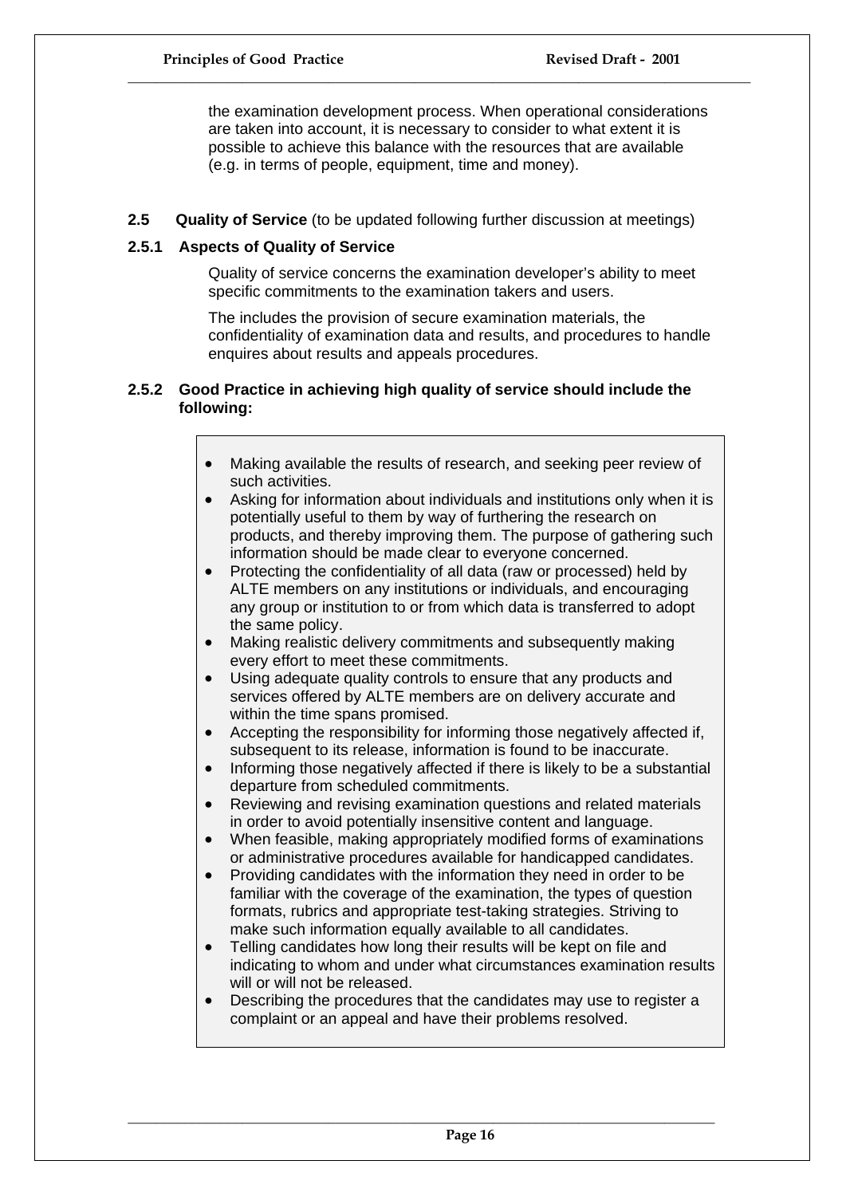the examination development process. When operational considerations are taken into account, it is necessary to consider to what extent it is possible to achieve this balance with the resources that are available (e.g. in terms of people, equipment, time and money).

## 2.5 Quality of Service (to be updated following further discussion at meetings)

### 2.5.1 Aspects of Quality of Service

Quality of service concerns the examination developer's ability to meet specific commitments to the examination takers and users.

The includes the provision of secure examination materials, the confidentiality of examination data and results, and procedures to handle enquires about results and appeals procedures.

### 2.5.2 Good Practice in achieving high quality of service should include the following:

- Making available the results of research, and seeking peer review of such activities.
- Asking for information about individuals and institutions only when it is potentially useful to them by way of furthering the research on products, and thereby improving them. The purpose of gathering such information should be made clear to everyone concerned.
- Protecting the confidentiality of all data (raw or processed) held by ALTE members on any institutions or individuals, and encouraging any group or institution to or from which data is transferred to adopt the same policy.
- Making realistic delivery commitments and subsequently making every effort to meet these commitments.
- Using adequate quality controls to ensure that any products and services offered by ALTE members are on delivery accurate and within the time spans promised.
- Accepting the responsibility for informing those negatively affected if, subsequent to its release, information is found to be inaccurate.
- Informing those negatively affected if there is likely to be a substantial departure from scheduled commitments.
- Reviewing and revising examination questions and related materials in order to avoid potentially insensitive content and language.
- When feasible, making appropriately modified forms of examinations or administrative procedures available for handicapped candidates.
- Providing candidates with the information they need in order to be familiar with the coverage of the examination, the types of question formats, rubrics and appropriate test-taking strategies. Striving to make such information equally available to all candidates.
- Telling candidates how long their results will be kept on file and indicating to whom and under what circumstances examination results will or will not be released.
- Describing the procedures that the candidates may use to register a complaint or an appeal and have their problems resolved.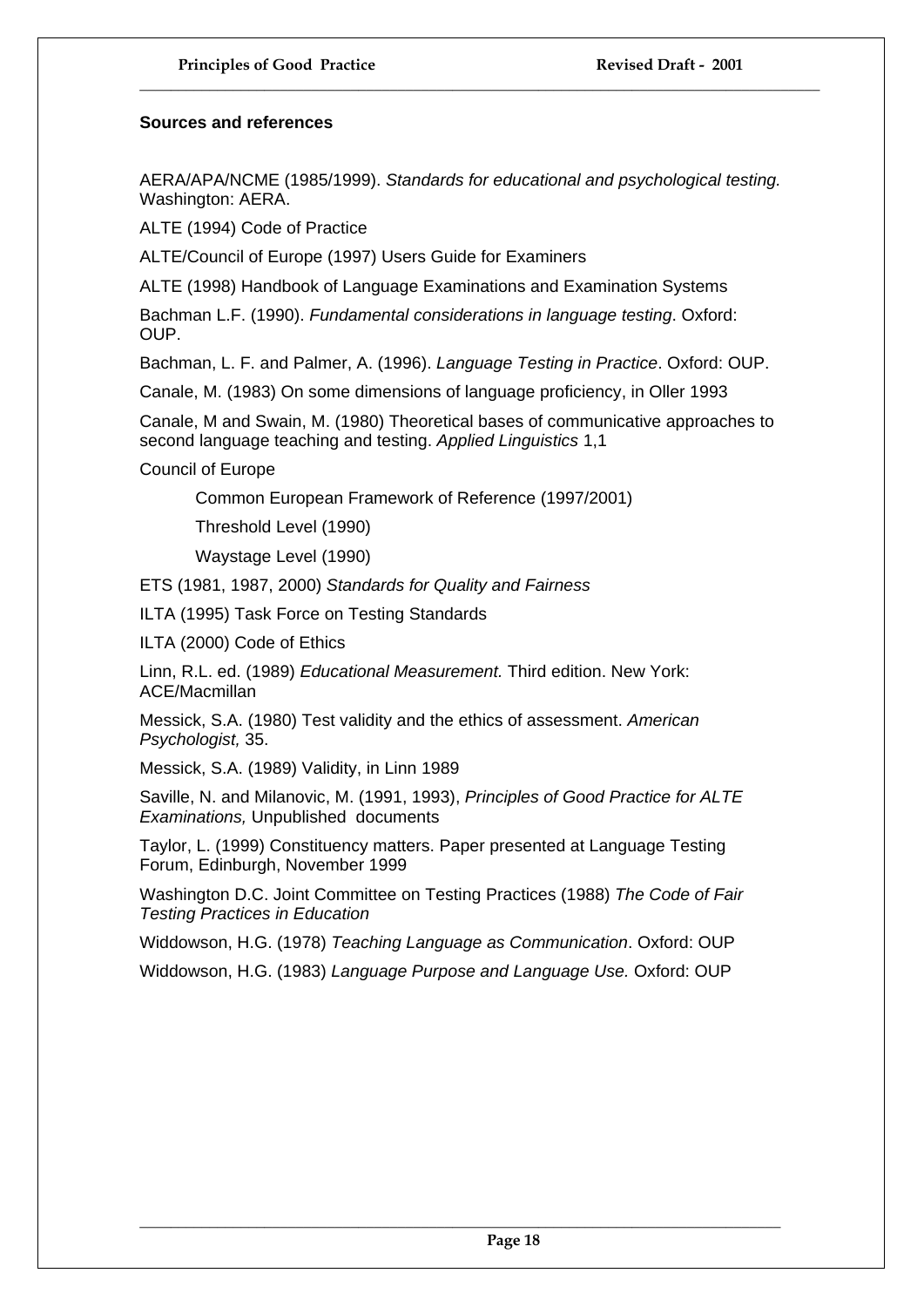## Sources and references

AERA/APA/NCME (1985/1999). *Standards for educational and psychological testing.* Washington: AERA.

ALTE (1994) Code of Practice

ALTE/Council of Europe (1997) Users Guide for Examiners

ALTE (1998) Handbook of Language Examinations and Examination Systems

Bachman L.F. (1990). *Fundamental considerations in language testing*. Oxford: OUP.

Bachman, L. F. and Palmer, A. (1996). *Language Testing in Practice*. Oxford: OUP.

Canale, M. (1983) On some dimensions of language proficiency, in Oller 1993

Canale, M and Swain, M. (1980) Theoretical bases of communicative approaches to second language teaching and testing. *Applied Linguistics* 1,1

Council of Europe

- Common European Framework of Reference (1997/2001)
- Threshold Level (1990)
- Waystage Level (1990)

ETS (1981, 1987, 2000) *Standards for Quality and Fairness*

ILTA (1995) Task Force on Testing Standards

ILTA (2000) Code of Ethics

Linn, R.L. ed. (1989) *Educational Measurement.* Third edition. New York: ACE/Macmillan

Messick, S.A. (1980) Test validity and the ethics of assessment. *American Psychologist,* 35.

Messick, S.A. (1989) Validity, in Linn 1989

Saville, N. and Milanovic, M. (1991, 1993), *Principles of Good Practice for ALTE Examinations,* Unpublished documents

Taylor, L. (1999) Constituency matters. Paper presented at Language Testing Forum, Edinburgh, November 1999

Washington D.C. Joint Committee on Testing Practices (1988) *The Code of Fair Testing Practices in Education*

Widdowson, H.G. (1978) *Teaching Language as Communication*. Oxford: OUP

Widdowson, H.G. (1983) *Language Purpose and Language Use.* Oxford: OUP